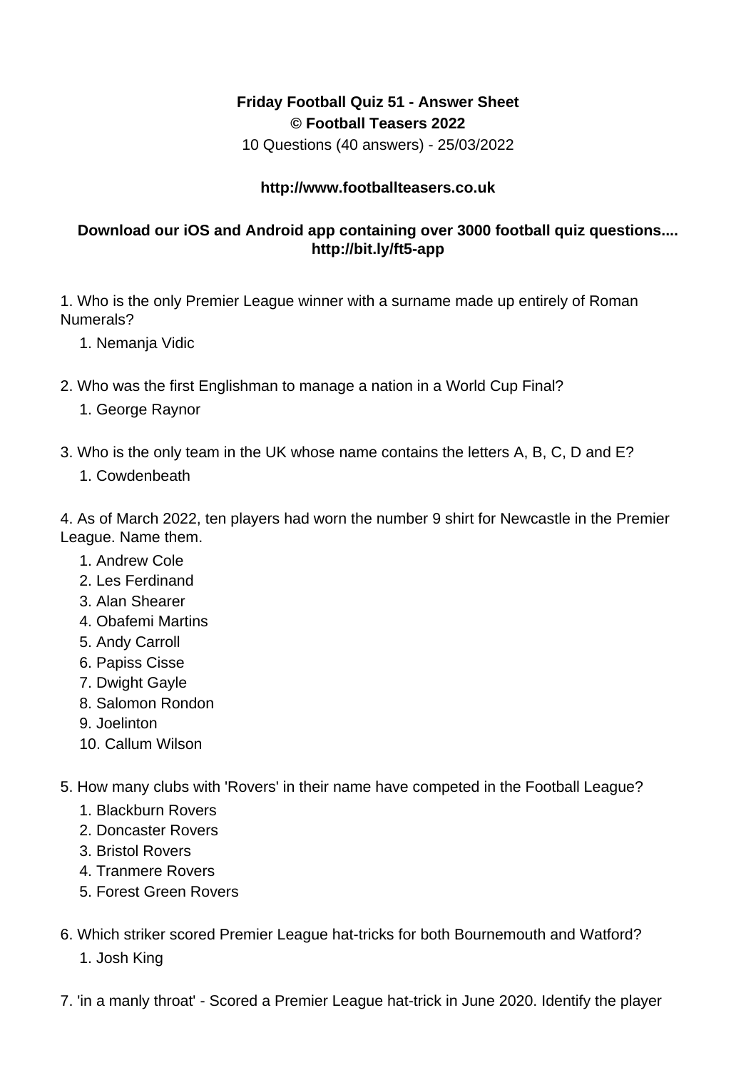**Friday Football Quiz 51 - Answer Sheet**
**© Football Teasers 2022**
10 Questions (40 answers) - 25/03/2022

**http://www.footballteasers.co.uk**

**Download our iOS and Android app containing over 3000 football quiz questions....**
**http://bit.ly/ft5-app**

1. Who is the only Premier League winner with a surname made up entirely of Roman Numerals?
    1. Nemanja Vidic

2. Who was the first Englishman to manage a nation in a World Cup Final?
    1. George Raynor

3. Who is the only team in the UK whose name contains the letters A, B, C, D and E?
    1. Cowdenbeath

4. As of March 2022, ten players had worn the number 9 shirt for Newcastle in the Premier League. Name them.
    1. Andrew Cole
    2. Les Ferdinand
    3. Alan Shearer
    4. Obafemi Martins
    5. Andy Carroll
    6. Papiss Cisse
    7. Dwight Gayle
    8. Salomon Rondon
    9. Joelinton
    10. Callum Wilson

5. How many clubs with 'Rovers' in their name have competed in the Football League?
    1. Blackburn Rovers
    2. Doncaster Rovers
    3. Bristol Rovers
    4. Tranmere Rovers
    5. Forest Green Rovers

6. Which striker scored Premier League hat-tricks for both Bournemouth and Watford?
    1. Josh King

7. 'in a manly throat' - Scored a Premier League hat-trick in June 2020. Identify the player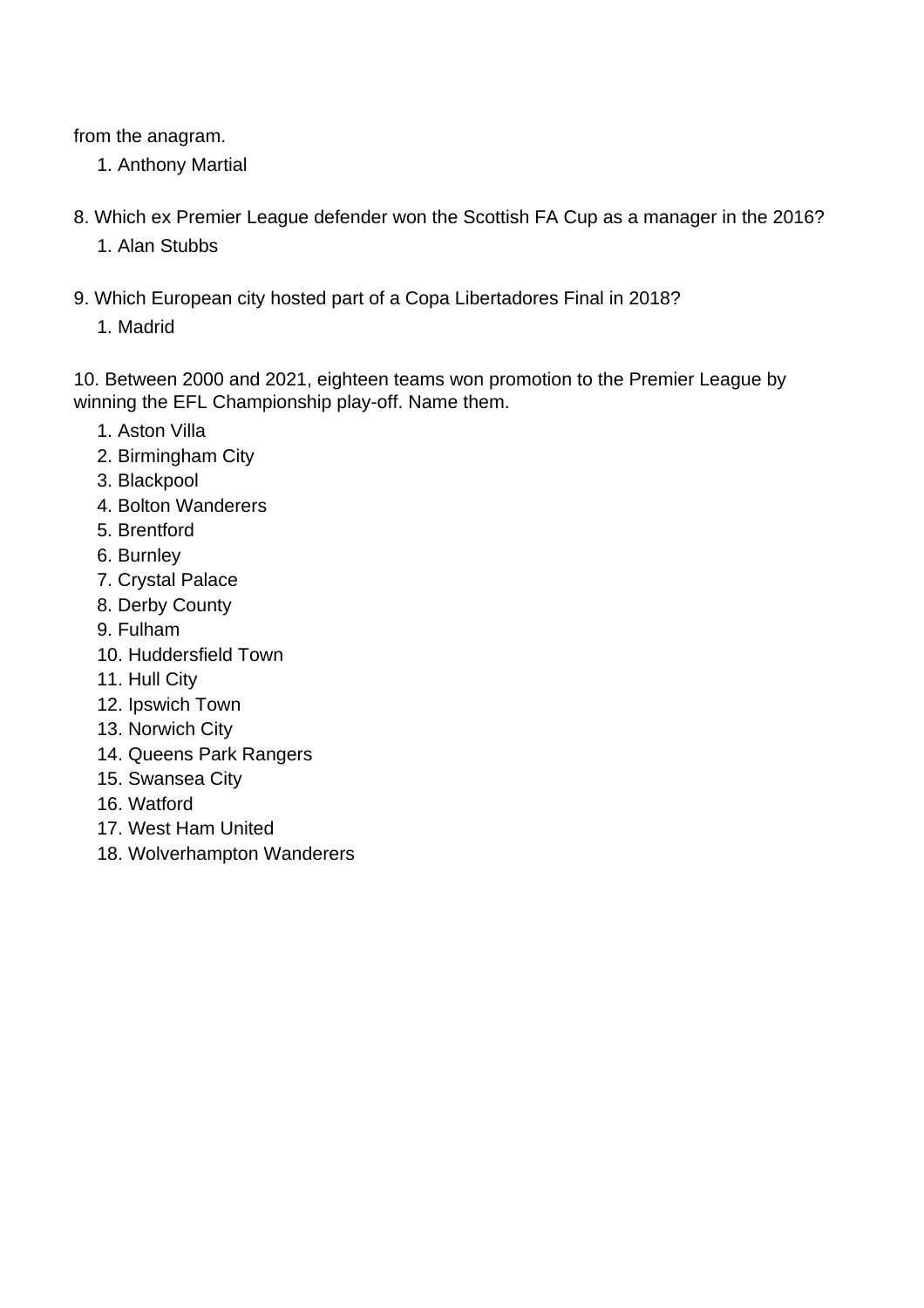from the anagram.

1. Anthony Martial

8. Which ex Premier League defender won the Scottish FA Cup as a manager in the 2016?

1. Alan Stubbs

9. Which European city hosted part of a Copa Libertadores Final in 2018?

1. Madrid

10. Between 2000 and 2021, eighteen teams won promotion to the Premier League by winning the EFL Championship play-off. Name them.

1. Aston Villa
2. Birmingham City
3. Blackpool
4. Bolton Wanderers
5. Brentford
6. Burnley
7. Crystal Palace
8. Derby County
9. Fulham
10. Huddersfield Town
11. Hull City
12. Ipswich Town
13. Norwich City
14. Queens Park Rangers
15. Swansea City
16. Watford
17. West Ham United
18. Wolverhampton Wanderers